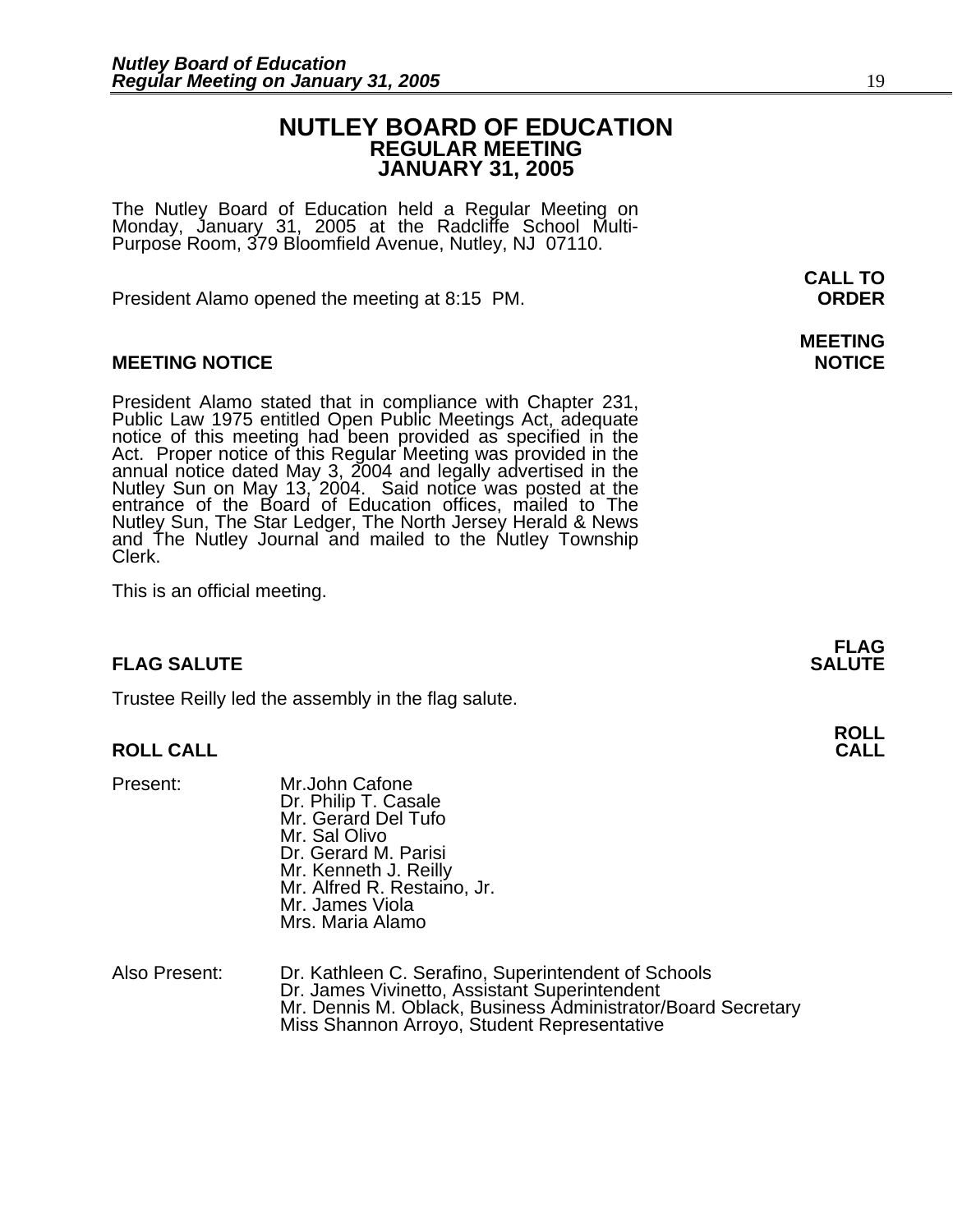# NUTLEY BOARD OF EDUCATION
## REGULAR MEETING
## JANUARY 31, 2005

The Nutley Board of Education held a Regular Meeting on Monday, January 31, 2005 at the Radcliffe School Multi-Purpose Room, 379 Bloomfield Avenue, Nutley, NJ 07110.

**CALL TO ORDER**

President Alamo opened the meeting at 8:15 PM.

**MEETING NOTICE**

President Alamo stated that in compliance with Chapter 231, Public Law 1975 entitled Open Public Meetings Act, adequate notice of this meeting had been provided as specified in the Act. Proper notice of this Regular Meeting was provided in the annual notice dated May 3, 2004 and legally advertised in the Nutley Sun on May 13, 2004. Said notice was posted at the entrance of the Board of Education offices, mailed to The Nutley Sun, The Star Ledger, The North Jersey Herald & News and The Nutley Journal and mailed to the Nutley Township Clerk.

This is an official meeting.

**FLAG SALUTE**

Trustee Reilly led the assembly in the flag salute.

**ROLL CALL**

Present:
- Mr.John Cafone
- Dr. Philip T. Casale
- Mr. Gerard Del Tufo
- Mr. Sal Olivo
- Dr. Gerard M. Parisi
- Mr. Kenneth J. Reilly
- Mr. Alfred R. Restaino, Jr.
- Mr. James Viola
- Mrs. Maria Alamo

Also Present:
- Dr. Kathleen C. Serafino, Superintendent of Schools
- Dr. James Vivinetto, Assistant Superintendent
- Mr. Dennis M. Oblack, Business Administrator/Board Secretary
- Miss Shannon Arroyo, Student Representative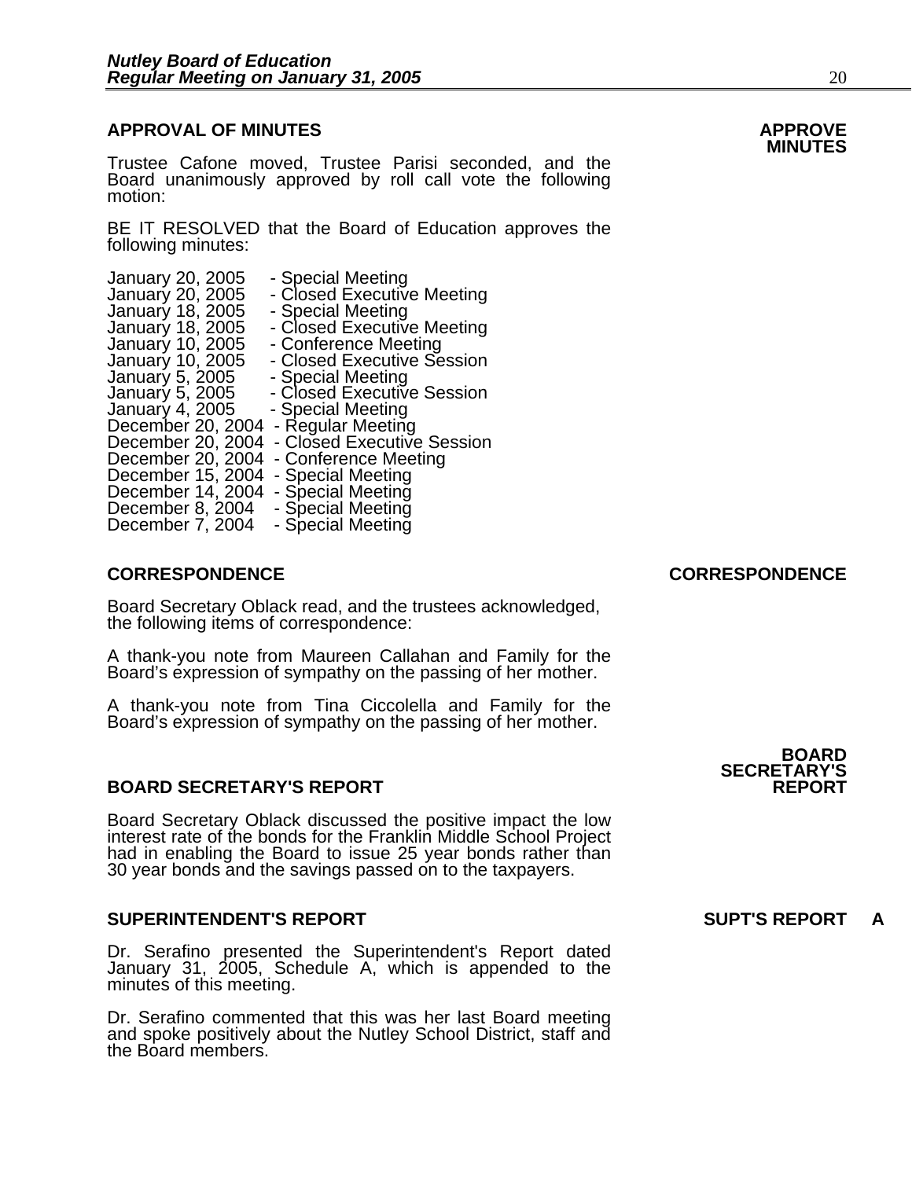## APPROVAL OF MINUTES

**APPROVE MINUTES**

Trustee Cafone moved, Trustee Parisi seconded, and the Board unanimously approved by roll call vote the following motion:

BE IT RESOLVED that the Board of Education approves the following minutes:

January 20, 2005 - Special Meeting
January 20, 2005 - Closed Executive Meeting
January 18, 2005 - Special Meeting
January 18, 2005 - Closed Executive Meeting
January 10, 2005 - Conference Meeting
January 10, 2005 - Closed Executive Session
January 5, 2005 - Special Meeting
January 5, 2005 - Closed Executive Session
January 4, 2005 - Special Meeting
December 20, 2004 - Regular Meeting
December 20, 2004 - Closed Executive Session
December 20, 2004 - Conference Meeting
December 15, 2004 - Special Meeting
December 14, 2004 - Special Meeting
December 8, 2004 - Special Meeting
December 7, 2004 - Special Meeting

## CORRESPONDENCE

**CORRESPONDENCE**

Board Secretary Oblack read, and the trustees acknowledged, the following items of correspondence:

A thank-you note from Maureen Callahan and Family for the Board's expression of sympathy on the passing of her mother.

A thank-you note from Tina Ciccolella and Family for the Board's expression of sympathy on the passing of her mother.

## BOARD SECRETARY'S REPORT

**BOARD SECRETARY'S REPORT**

Board Secretary Oblack discussed the positive impact the low interest rate of the bonds for the Franklin Middle School Project had in enabling the Board to issue 25 year bonds rather than 30 year bonds and the savings passed on to the taxpayers.

## SUPERINTENDENT'S REPORT

**SUPT'S REPORT A**

Dr. Serafino presented the Superintendent's Report dated January 31, 2005, Schedule A, which is appended to the minutes of this meeting.

Dr. Serafino commented that this was her last Board meeting and spoke positively about the Nutley School District, staff and the Board members.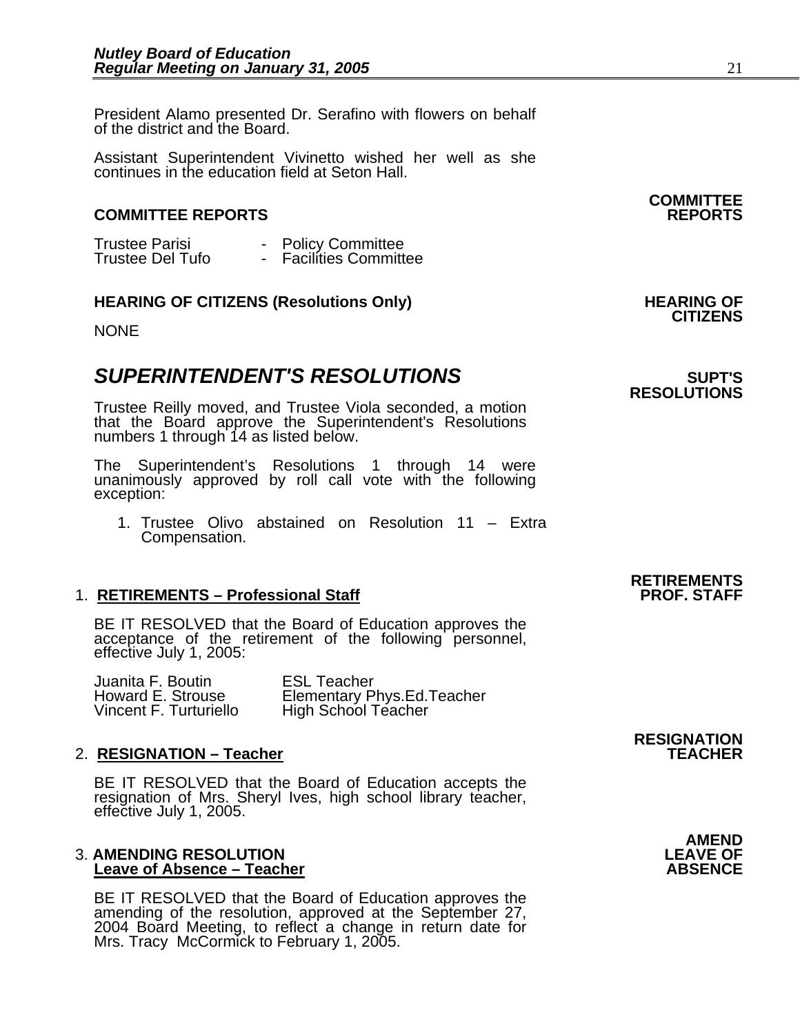President Alamo presented Dr. Serafino with flowers on behalf of the district and the Board.

Assistant Superintendent Vivinetto wished her well as she continues in the education field at Seton Hall.

**COMMITTEE REPORTS**

**COMMITTEE REPORTS**

| | |
|---|---|
| Trustee Parisi | - Policy Committee |
| Trustee Del Tufo | - Facilities Committee |

**HEARING OF CITIZENS (Resolutions Only)**

**HEARING OF CITIZENS**

NONE

## *SUPERINTENDENT'S RESOLUTIONS*

**SUPT'S RESOLUTIONS**

Trustee Reilly moved, and Trustee Viola seconded, a motion that the Board approve the Superintendent's Resolutions numbers 1 through 14 as listed below.

The Superintendent's Resolutions 1 through 14 were unanimously approved by roll call vote with the following exception:

1. Trustee Olivo abstained on Resolution 11 – Extra Compensation.

**RETIREMENTS PROF. STAFF**

1. **<u>RETIREMENTS – Professional Staff</u>**

BE IT RESOLVED that the Board of Education approves the acceptance of the retirement of the following personnel, effective July 1, 2005:

| | |
|---|---|
| Juanita F. Boutin | ESL Teacher |
| Howard E. Strouse | Elementary Phys.Ed.Teacher |
| Vincent F. Turturiello | High School Teacher |

**RESIGNATION TEACHER**

2. **<u>RESIGNATION – Teacher</u>**

BE IT RESOLVED that the Board of Education accepts the resignation of Mrs. Sheryl Ives, high school library teacher, effective July 1, 2005.

**AMEND LEAVE OF ABSENCE**

3. **AMENDING RESOLUTION**
   **<u>Leave of Absence – Teacher</u>**

BE IT RESOLVED that the Board of Education approves the amending of the resolution, approved at the September 27, 2004 Board Meeting, to reflect a change in return date for Mrs. Tracy McCormick to February 1, 2005.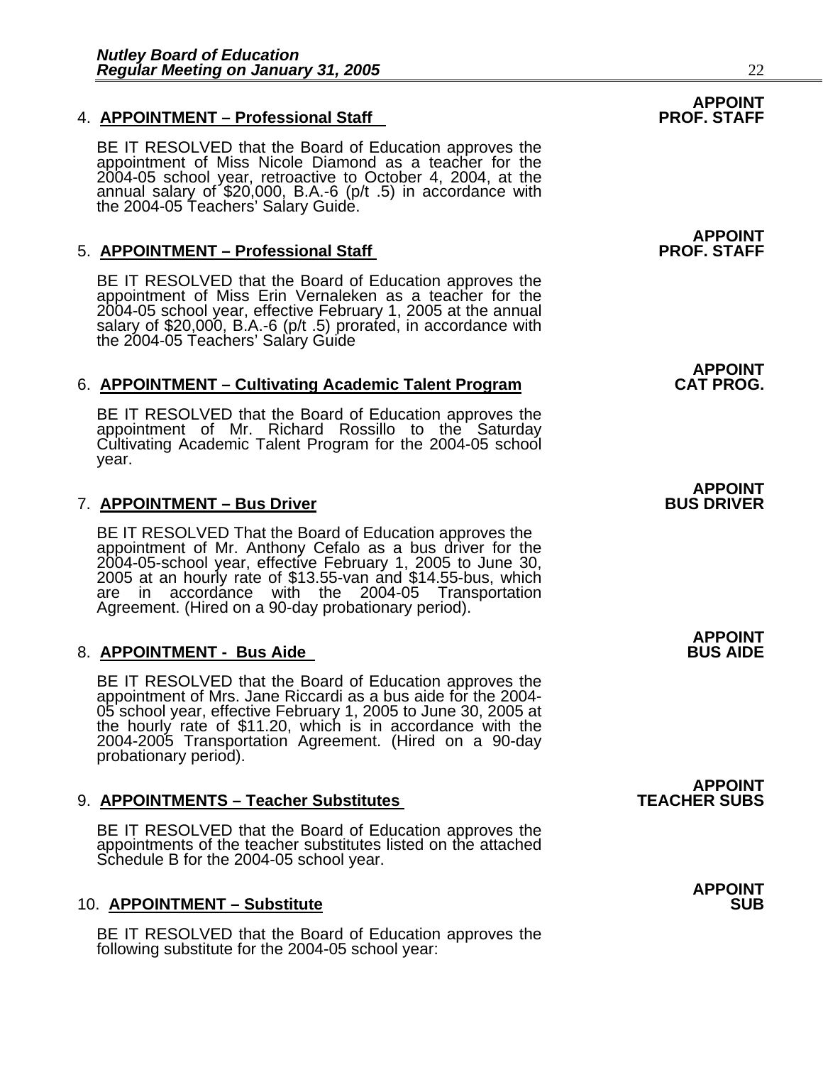4. **APPOINTMENT – Professional Staff**

**APPOINT PROF. STAFF**

BE IT RESOLVED that the Board of Education approves the appointment of Miss Nicole Diamond as a teacher for the 2004-05 school year, retroactive to October 4, 2004, at the annual salary of $20,000, B.A.-6 (p/t .5) in accordance with the 2004-05 Teachers' Salary Guide.

5. **APPOINTMENT – Professional Staff**

**APPOINT PROF. STAFF**

BE IT RESOLVED that the Board of Education approves the appointment of Miss Erin Vernaleken as a teacher for the 2004-05 school year, effective February 1, 2005 at the annual salary of $20,000, B.A.-6 (p/t .5) prorated, in accordance with the 2004-05 Teachers' Salary Guide

6. **APPOINTMENT – Cultivating Academic Talent Program**

**APPOINT CAT PROG.**

BE IT RESOLVED that the Board of Education approves the appointment of Mr. Richard Rossillo to the Saturday Cultivating Academic Talent Program for the 2004-05 school year.

7. **APPOINTMENT – Bus Driver**

**APPOINT BUS DRIVER**

BE IT RESOLVED That the Board of Education approves the appointment of Mr. Anthony Cefalo as a bus driver for the 2004-05-school year, effective February 1, 2005 to June 30, 2005 at an hourly rate of $13.55-van and $14.55-bus, which are in accordance with the 2004-05 Transportation Agreement. (Hired on a 90-day probationary period).

8. **APPOINTMENT - Bus Aide**

**APPOINT BUS AIDE**

BE IT RESOLVED that the Board of Education approves the appointment of Mrs. Jane Riccardi as a bus aide for the 2004-05 school year, effective February 1, 2005 to June 30, 2005 at the hourly rate of $11.20, which is in accordance with the 2004-2005 Transportation Agreement. (Hired on a 90-day probationary period).

9. **APPOINTMENTS – Teacher Substitutes**

**APPOINT TEACHER SUBS**

BE IT RESOLVED that the Board of Education approves the appointments of the teacher substitutes listed on the attached Schedule B for the 2004-05 school year.

10. **APPOINTMENT – Substitute**

**APPOINT SUB**

BE IT RESOLVED that the Board of Education approves the following substitute for the 2004-05 school year: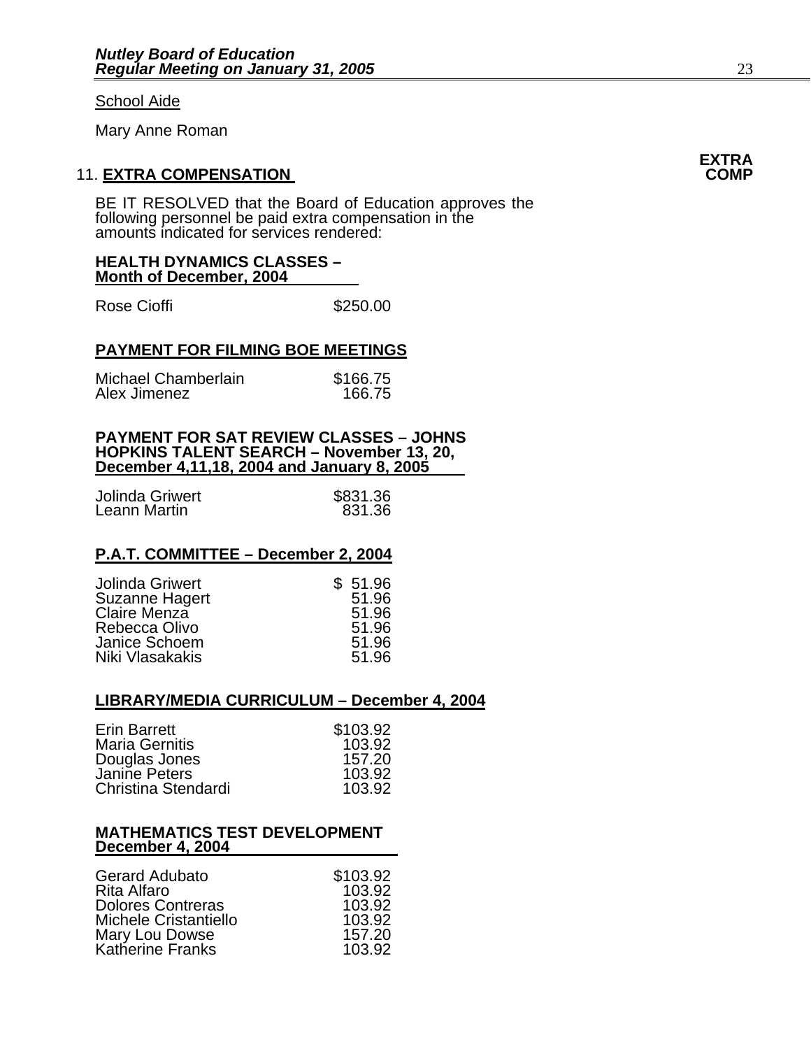School Aide

Mary Anne Roman

11. **EXTRA COMPENSATION** **EXTRA COMP**

BE IT RESOLVED that the Board of Education approves the following personnel be paid extra compensation in the amounts indicated for services rendered:

**HEALTH DYNAMICS CLASSES – Month of December, 2004**

| | |
|---|---|
| Rose Cioffi | $250.00 |

**PAYMENT FOR FILMING BOE MEETINGS**

| | |
|---|---|
| Michael Chamberlain | $166.75 |
| Alex Jimenez | 166.75 |

**PAYMENT FOR SAT REVIEW CLASSES – JOHNS HOPKINS TALENT SEARCH – November 13, 20, December 4,11,18, 2004 and January 8, 2005**

| | |
|---|---|
| Jolinda Griwert | $831.36 |
| Leann Martin | 831.36 |

**P.A.T. COMMITTEE – December 2, 2004**

| | |
|---|---|
| Jolinda Griwert | $ 51.96 |
| Suzanne Hagert | 51.96 |
| Claire Menza | 51.96 |
| Rebecca Olivo | 51.96 |
| Janice Schoem | 51.96 |
| Niki Vlasakakis | 51.96 |

**LIBRARY/MEDIA CURRICULUM – December 4, 2004**

| | |
|---|---|
| Erin Barrett | $103.92 |
| Maria Gernitis | 103.92 |
| Douglas Jones | 157.20 |
| Janine Peters | 103.92 |
| Christina Stendardi | 103.92 |

**MATHEMATICS TEST DEVELOPMENT December 4, 2004**

| | |
|---|---|
| Gerard Adubato | $103.92 |
| Rita Alfaro | 103.92 |
| Dolores Contreras | 103.92 |
| Michele Cristantiello | 103.92 |
| Mary Lou Dowse | 157.20 |
| Katherine Franks | 103.92 |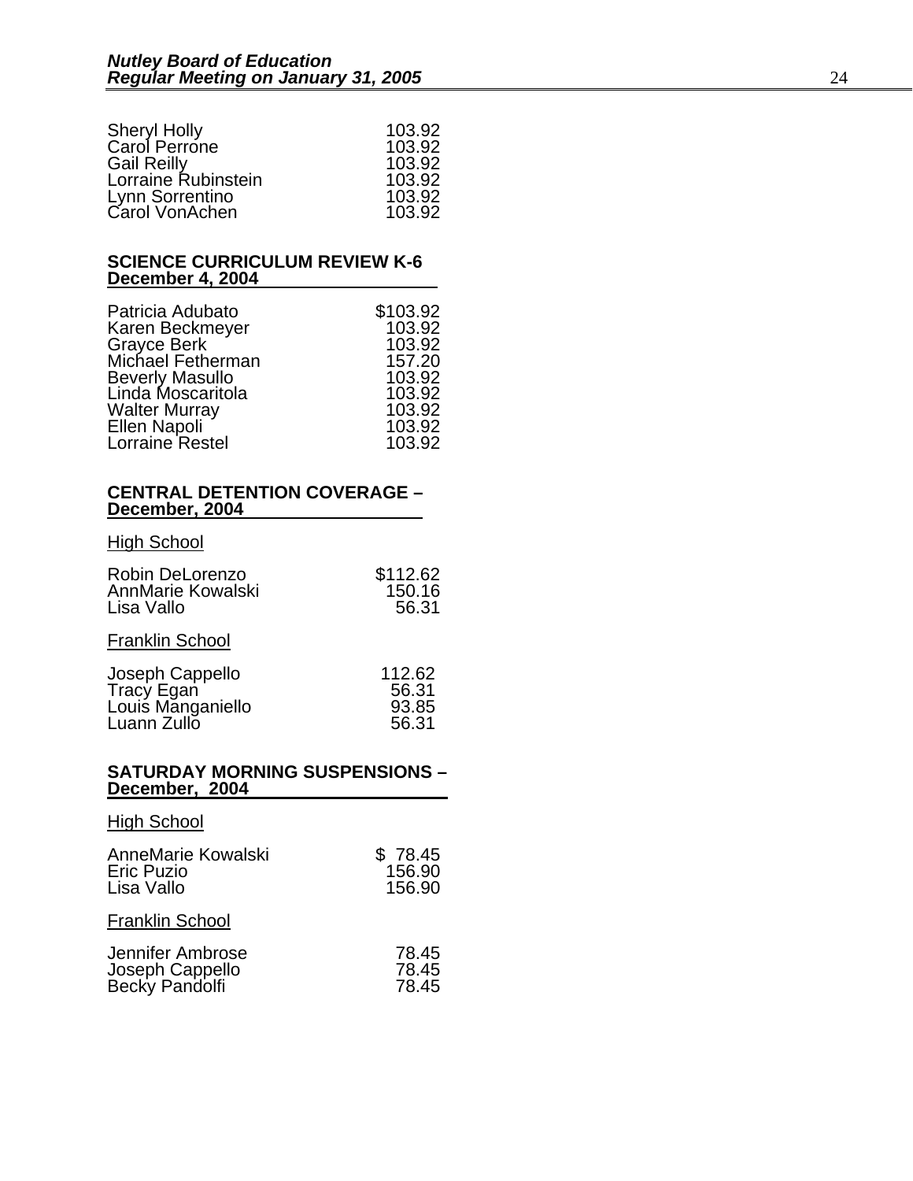| | |
|---|---|
| Sheryl Holly | 103.92 |
| Carol Perrone | 103.92 |
| Gail Reilly | 103.92 |
| Lorraine Rubinstein | 103.92 |
| Lynn Sorrentino | 103.92 |
| Carol VonAchen | 103.92 |

**SCIENCE CURRICULUM REVIEW K-6**
**December 4, 2004**

| | |
|---|---|
| Patricia Adubato | $103.92 |
| Karen Beckmeyer | 103.92 |
| Grayce Berk | 103.92 |
| Michael Fetherman | 157.20 |
| Beverly Masullo | 103.92 |
| Linda Moscaritola | 103.92 |
| Walter Murray | 103.92 |
| Ellen Napoli | 103.92 |
| Lorraine Restel | 103.92 |

**CENTRAL DETENTION COVERAGE –**
**December, 2004**

High School

| | |
|---|---|
| Robin DeLorenzo | $112.62 |
| AnnMarie Kowalski | 150.16 |
| Lisa Vallo | 56.31 |

Franklin School

| | |
|---|---|
| Joseph Cappello | 112.62 |
| Tracy Egan | 56.31 |
| Louis Manganiello | 93.85 |
| Luann Zullo | 56.31 |

**SATURDAY MORNING SUSPENSIONS –**
**December, 2004**

High School

| | |
|---|---|
| AnneMarie Kowalski | $ 78.45 |
| Eric Puzio | 156.90 |
| Lisa Vallo | 156.90 |

Franklin School

| | |
|---|---|
| Jennifer Ambrose | 78.45 |
| Joseph Cappello | 78.45 |
| Becky Pandolfi | 78.45 |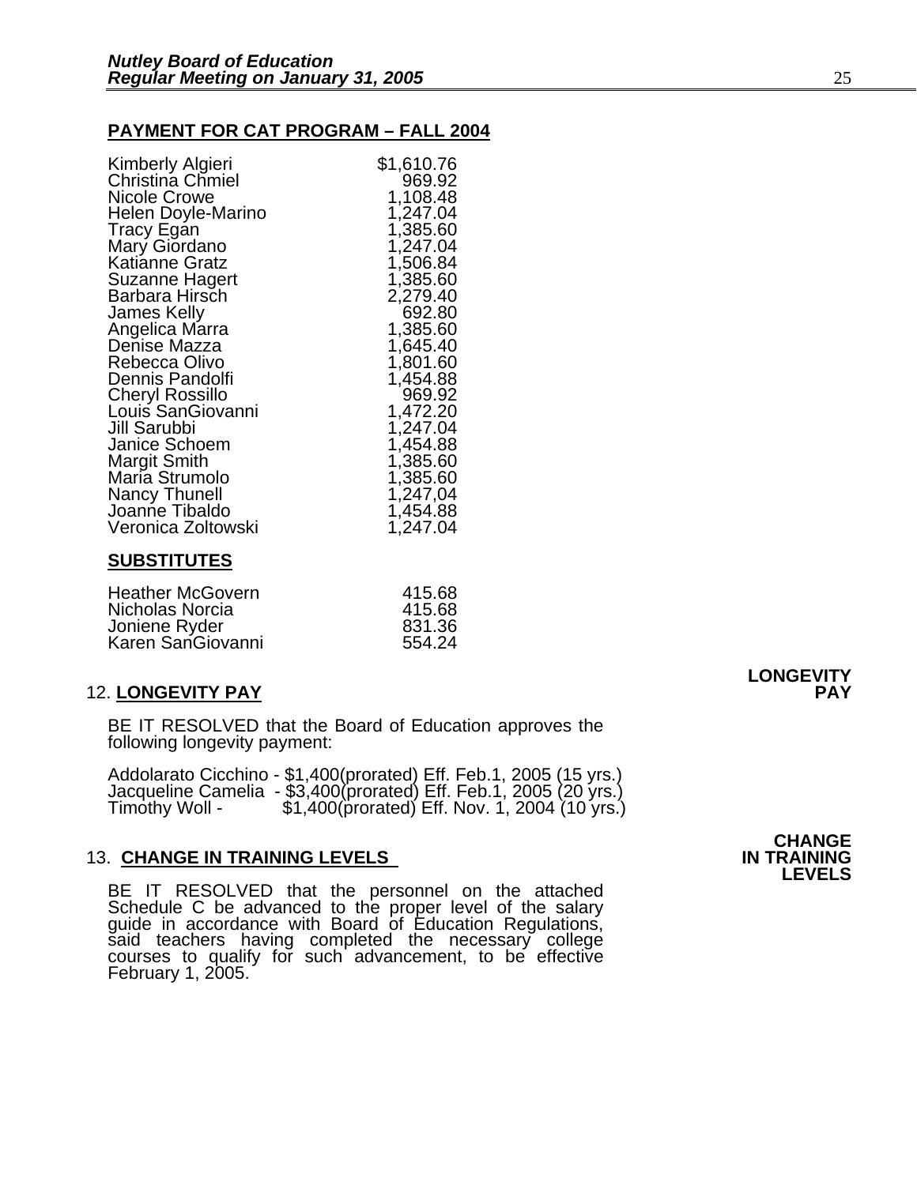## PAYMENT FOR CAT PROGRAM – FALL 2004

| | |
|---|---|
| Kimberly Algieri | \$1,610.76 |
| Christina Chmiel | 969.92 |
| Nicole Crowe | 1,108.48 |
| Helen Doyle-Marino | 1,247.04 |
| Tracy Egan | 1,385.60 |
| Mary Giordano | 1,247.04 |
| Katianne Gratz | 1,506.84 |
| Suzanne Hagert | 1,385.60 |
| Barbara Hirsch | 2,279.40 |
| James Kelly | 692.80 |
| Angelica Marra | 1,385.60 |
| Denise Mazza | 1,645.40 |
| Rebecca Olivo | 1,801.60 |
| Dennis Pandolfi | 1,454.88 |
| Cheryl Rossillo | 969.92 |
| Louis SanGiovanni | 1,472.20 |
| Jill Sarubbi | 1,247.04 |
| Janice Schoem | 1,454.88 |
| Margit Smith | 1,385.60 |
| Maria Strumolo | 1,385.60 |
| Nancy Thunell | 1,247,04 |
| Joanne Tibaldo | 1,454.88 |
| Veronica Zoltowski | 1,247.04 |

### SUBSTITUTES

| | |
|---|---|
| Heather McGovern | 415.68 |
| Nicholas Norcia | 415.68 |
| Joniene Ryder | 831.36 |
| Karen SanGiovanni | 554.24 |

12. **LONGEVITY PAY** — **LONGEVITY PAY**

BE IT RESOLVED that the Board of Education approves the following longevity payment:

Addolarato Cicchino - \$1,400(prorated) Eff. Feb.1, 2005 (15 yrs.)
Jacqueline Camelia - \$3,400(prorated) Eff. Feb.1, 2005 (20 yrs.)
Timothy Woll - \$1,400(prorated) Eff. Nov. 1, 2004 (10 yrs.)

13. **CHANGE IN TRAINING LEVELS** — **CHANGE IN TRAINING LEVELS**

BE IT RESOLVED that the personnel on the attached Schedule C be advanced to the proper level of the salary guide in accordance with Board of Education Regulations, said teachers having completed the necessary college courses to qualify for such advancement, to be effective February 1, 2005.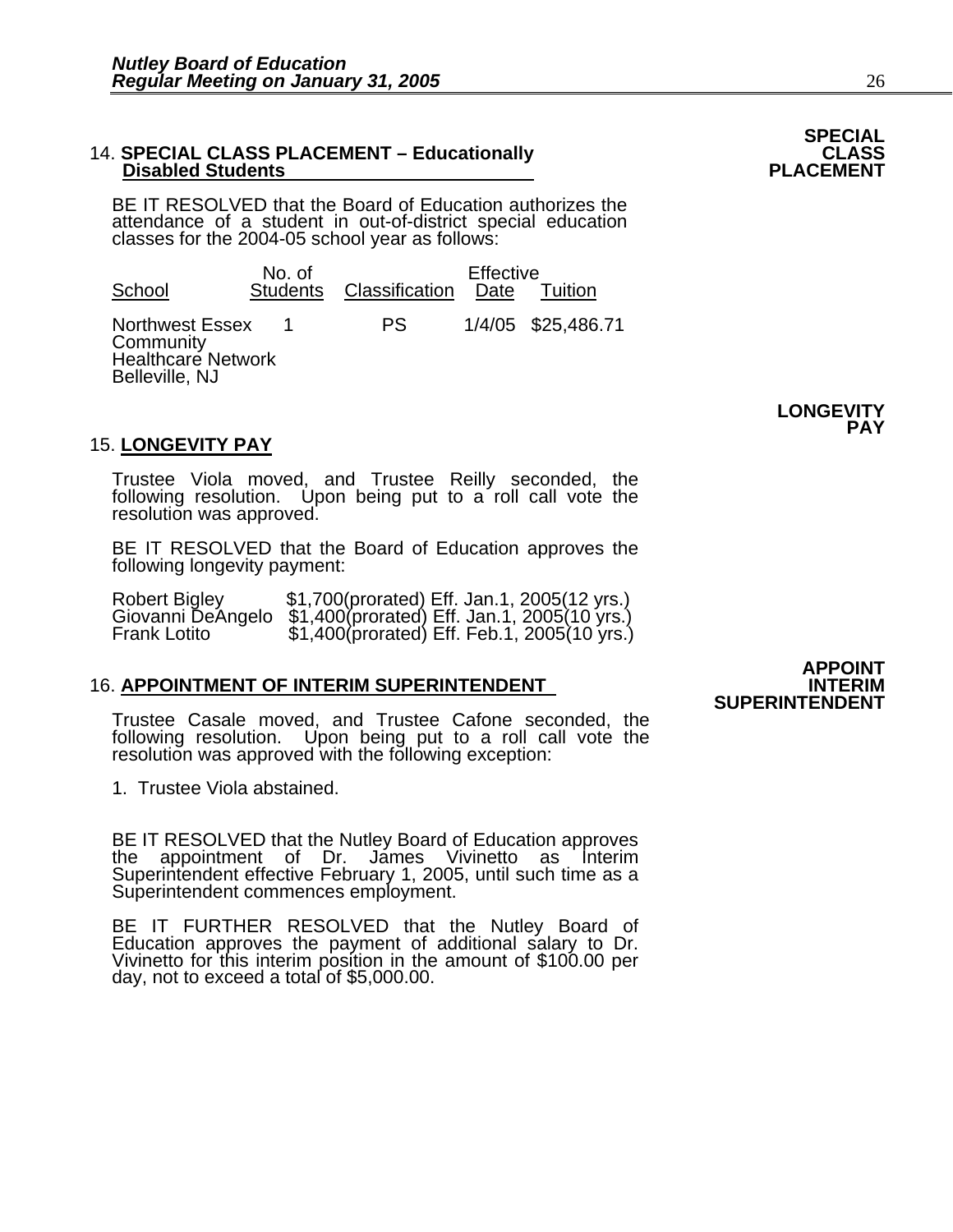**SPECIAL CLASS PLACEMENT**

14. **SPECIAL CLASS PLACEMENT – Educationally Disabled Students**

BE IT RESOLVED that the Board of Education authorizes the attendance of a student in out-of-district special education classes for the 2004-05 school year as follows:

| School | No. of Students | Classification | Effective Date | Tuition |
|---|---|---|---|---|
| Northwest Essex Community Healthcare Network Belleville, NJ | 1 | PS | 1/4/05 | $25,486.71 |

**LONGEVITY PAY**

15. **LONGEVITY PAY**

Trustee Viola moved, and Trustee Reilly seconded, the following resolution. Upon being put to a roll call vote the resolution was approved.

BE IT RESOLVED that the Board of Education approves the following longevity payment:

| | |
|---|---|
| Robert Bigley | $1,700(prorated) Eff. Jan.1, 2005(12 yrs.) |
| Giovanni DeAngelo | $1,400(prorated) Eff. Jan.1, 2005(10 yrs.) |
| Frank Lotito | $1,400(prorated) Eff. Feb.1, 2005(10 yrs.) |

**APPOINT INTERIM SUPERINTENDENT**

16. **APPOINTMENT OF INTERIM SUPERINTENDENT**

Trustee Casale moved, and Trustee Cafone seconded, the following resolution. Upon being put to a roll call vote the resolution was approved with the following exception:

1. Trustee Viola abstained.

BE IT RESOLVED that the Nutley Board of Education approves the appointment of Dr. James Vivinetto as Interim Superintendent effective February 1, 2005, until such time as a Superintendent commences employment.

BE IT FURTHER RESOLVED that the Nutley Board of Education approves the payment of additional salary to Dr. Vivinetto for this interim position in the amount of $100.00 per day, not to exceed a total of $5,000.00.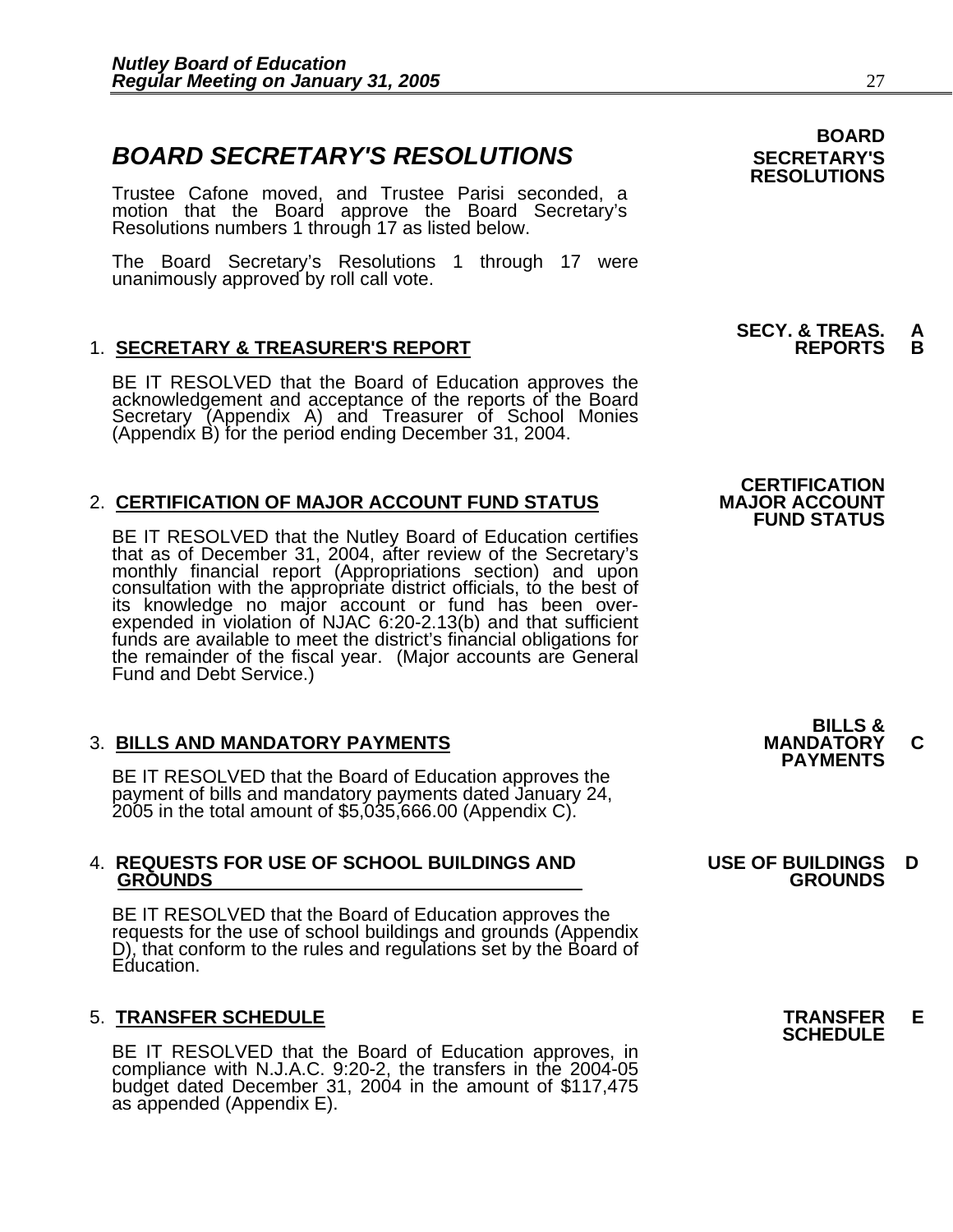## BOARD SECRETARY'S RESOLUTIONS

**BOARD SECRETARY'S RESOLUTIONS**

Trustee Cafone moved, and Trustee Parisi seconded, a motion that the Board approve the Board Secretary's Resolutions numbers 1 through 17 as listed below.

The Board Secretary's Resolutions 1 through 17 were unanimously approved by roll call vote.

### 1. SECRETARY & TREASURER'S REPORT

**SECY. & TREAS. REPORTS A B**

BE IT RESOLVED that the Board of Education approves the acknowledgement and acceptance of the reports of the Board Secretary (Appendix A) and Treasurer of School Monies (Appendix B) for the period ending December 31, 2004.

### 2. CERTIFICATION OF MAJOR ACCOUNT FUND STATUS

**CERTIFICATION MAJOR ACCOUNT FUND STATUS**

BE IT RESOLVED that the Nutley Board of Education certifies that as of December 31, 2004, after review of the Secretary's monthly financial report (Appropriations section) and upon consultation with the appropriate district officials, to the best of its knowledge no major account or fund has been over-expended in violation of NJAC 6:20-2.13(b) and that sufficient funds are available to meet the district's financial obligations for the remainder of the fiscal year. (Major accounts are General Fund and Debt Service.)

### 3. BILLS AND MANDATORY PAYMENTS

**BILLS & MANDATORY PAYMENTS C**

BE IT RESOLVED that the Board of Education approves the payment of bills and mandatory payments dated January 24, 2005 in the total amount of $5,035,666.00 (Appendix C).

### 4. REQUESTS FOR USE OF SCHOOL BUILDINGS AND GROUNDS

**USE OF BUILDINGS GROUNDS D**

BE IT RESOLVED that the Board of Education approves the requests for the use of school buildings and grounds (Appendix D), that conform to the rules and regulations set by the Board of Education.

### 5. TRANSFER SCHEDULE

**TRANSFER SCHEDULE E**

BE IT RESOLVED that the Board of Education approves, in compliance with N.J.A.C. 9:20-2, the transfers in the 2004-05 budget dated December 31, 2004 in the amount of $117,475 as appended (Appendix E).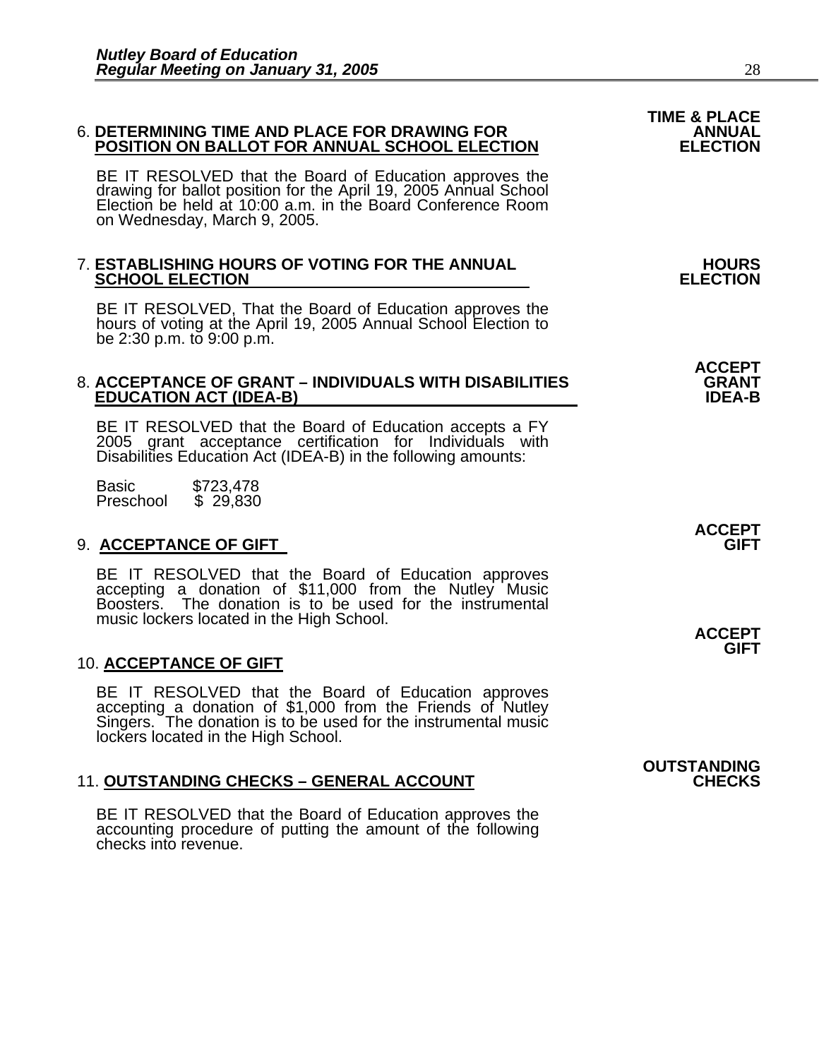6. **DETERMINING TIME AND PLACE FOR DRAWING FOR POSITION ON BALLOT FOR ANNUAL SCHOOL ELECTION**

**TIME & PLACE ANNUAL ELECTION**

BE IT RESOLVED that the Board of Education approves the drawing for ballot position for the April 19, 2005 Annual School Election be held at 10:00 a.m. in the Board Conference Room on Wednesday, March 9, 2005.

7. **ESTABLISHING HOURS OF VOTING FOR THE ANNUAL SCHOOL ELECTION**

**HOURS ELECTION**

BE IT RESOLVED, That the Board of Education approves the hours of voting at the April 19, 2005 Annual School Election to be 2:30 p.m. to 9:00 p.m.

8. **ACCEPTANCE OF GRANT – INDIVIDUALS WITH DISABILITIES EDUCATION ACT (IDEA-B)**

**ACCEPT GRANT IDEA-B**

BE IT RESOLVED that the Board of Education accepts a FY 2005 grant acceptance certification for Individuals with Disabilities Education Act (IDEA-B) in the following amounts:

Basic $723,478
Preschool $ 29,830

9. **ACCEPTANCE OF GIFT**

**ACCEPT GIFT**

BE IT RESOLVED that the Board of Education approves accepting a donation of $11,000 from the Nutley Music Boosters. The donation is to be used for the instrumental music lockers located in the High School.

10. **ACCEPTANCE OF GIFT**

**ACCEPT GIFT**

BE IT RESOLVED that the Board of Education approves accepting a donation of $1,000 from the Friends of Nutley Singers. The donation is to be used for the instrumental music lockers located in the High School.

11. **OUTSTANDING CHECKS – GENERAL ACCOUNT**

**OUTSTANDING CHECKS**

BE IT RESOLVED that the Board of Education approves the accounting procedure of putting the amount of the following checks into revenue.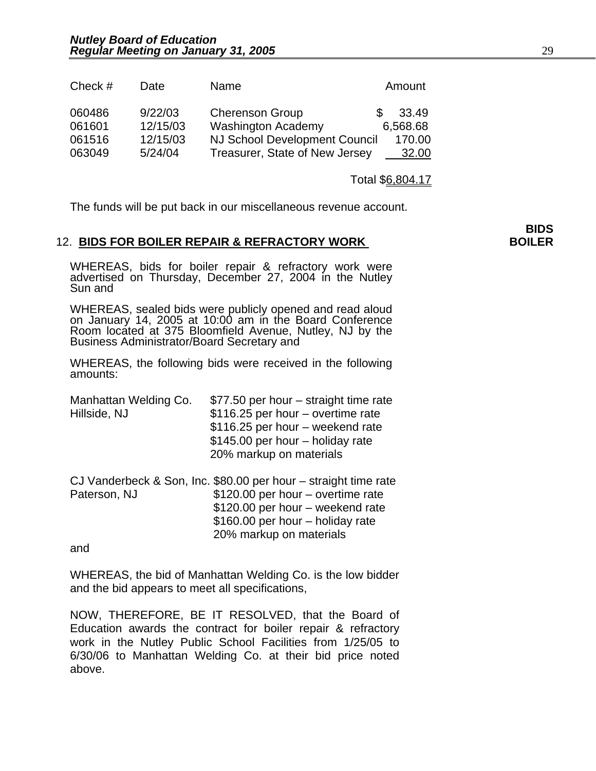| Check # | Date | Name | Amount |
|---|---|---|---|
| 060486 | 9/22/03 | Cherenson Group | $ 33.49 |
| 061601 | 12/15/03 | Washington Academy | 6,568.68 |
| 061516 | 12/15/03 | NJ School Development Council | 170.00 |
| 063049 | 5/24/04 | Treasurer, State of New Jersey | 32.00 |
| | | Total | $6,804.17 |

The funds will be put back in our miscellaneous revenue account.

**BIDS BOILER**

12. **BIDS FOR BOILER REPAIR & REFRACTORY WORK**

WHEREAS, bids for boiler repair & refractory work were advertised on Thursday, December 27, 2004 in the Nutley Sun and

WHEREAS, sealed bids were publicly opened and read aloud on January 14, 2005 at 10:00 am in the Board Conference Room located at 375 Bloomfield Avenue, Nutley, NJ by the Business Administrator/Board Secretary and

WHEREAS, the following bids were received in the following amounts:

Manhattan Welding Co.
Hillside, NJ
- $77.50 per hour – straight time rate
- $116.25 per hour – overtime rate
- $116.25 per hour – weekend rate
- $145.00 per hour – holiday rate
- 20% markup on materials

CJ Vanderbeck & Son, Inc.
Paterson, NJ
- $80.00 per hour – straight time rate
- $120.00 per hour – overtime rate
- $120.00 per hour – weekend rate
- $160.00 per hour – holiday rate
- 20% markup on materials

and

WHEREAS, the bid of Manhattan Welding Co. is the low bidder and the bid appears to meet all specifications,

NOW, THEREFORE, BE IT RESOLVED, that the Board of Education awards the contract for boiler repair & refractory work in the Nutley Public School Facilities from 1/25/05 to 6/30/06 to Manhattan Welding Co. at their bid price noted above.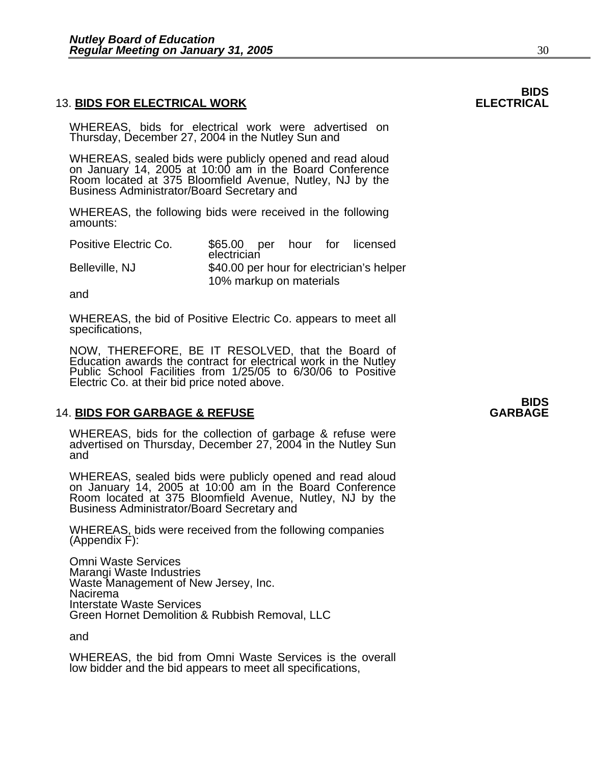**BIDS ELECTRICAL**

13. **BIDS FOR ELECTRICAL WORK**

WHEREAS, bids for electrical work were advertised on Thursday, December 27, 2004 in the Nutley Sun and

WHEREAS, sealed bids were publicly opened and read aloud on January 14, 2005 at 10:00 am in the Board Conference Room located at 375 Bloomfield Avenue, Nutley, NJ by the Business Administrator/Board Secretary and

WHEREAS, the following bids were received in the following amounts:

| | |
|---|---|
| Positive Electric Co. | \$65.00 per hour for licensed electrician |
| Belleville, NJ | \$40.00 per hour for electrician's helper |
| | 10% markup on materials |

and

WHEREAS, the bid of Positive Electric Co. appears to meet all specifications,

NOW, THEREFORE, BE IT RESOLVED, that the Board of Education awards the contract for electrical work in the Nutley Public School Facilities from 1/25/05 to 6/30/06 to Positive Electric Co. at their bid price noted above.

**BIDS GARBAGE**

14. **BIDS FOR GARBAGE & REFUSE**

WHEREAS, bids for the collection of garbage & refuse were advertised on Thursday, December 27, 2004 in the Nutley Sun and

WHEREAS, sealed bids were publicly opened and read aloud on January 14, 2005 at 10:00 am in the Board Conference Room located at 375 Bloomfield Avenue, Nutley, NJ by the Business Administrator/Board Secretary and

WHEREAS, bids were received from the following companies (Appendix F):

Omni Waste Services
Marangi Waste Industries
Waste Management of New Jersey, Inc.
Nacirema
Interstate Waste Services
Green Hornet Demolition & Rubbish Removal, LLC

and

WHEREAS, the bid from Omni Waste Services is the overall low bidder and the bid appears to meet all specifications,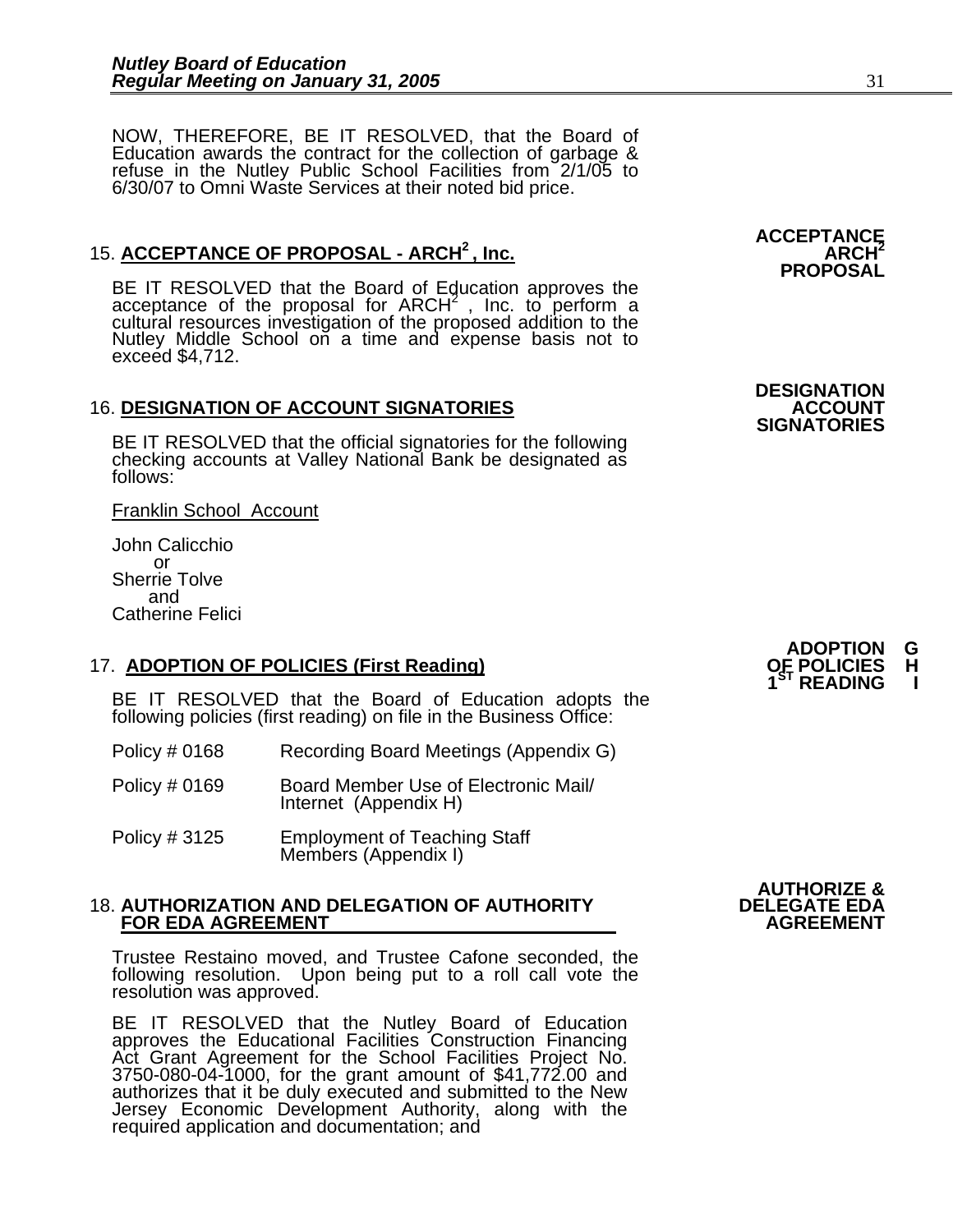NOW, THEREFORE, BE IT RESOLVED, that the Board of Education awards the contract for the collection of garbage & refuse in the Nutley Public School Facilities from 2/1/05 to 6/30/07 to Omni Waste Services at their noted bid price.

**ACCEPTANCE ARCH$^2$ PROPOSAL**

15. **ACCEPTANCE OF PROPOSAL - ARCH$^2$, Inc.**

BE IT RESOLVED that the Board of Education approves the acceptance of the proposal for ARCH$^2$, Inc. to perform a cultural resources investigation of the proposed addition to the Nutley Middle School on a time and expense basis not to exceed $4,712.

**DESIGNATION ACCOUNT SIGNATORIES**

16. **DESIGNATION OF ACCOUNT SIGNATORIES**

BE IT RESOLVED that the official signatories for the following checking accounts at Valley National Bank be designated as follows:

Franklin School Account

John Calicchio
or
Sherrie Tolve
and
Catherine Felici

**ADOPTION OF POLICIES 1$^{ST}$ READING** **G H I**

17. **ADOPTION OF POLICIES (First Reading)**

BE IT RESOLVED that the Board of Education adopts the following policies (first reading) on file in the Business Office:

| | |
|---|---|
| Policy # 0168 | Recording Board Meetings (Appendix G) |
| Policy # 0169 | Board Member Use of Electronic Mail/ Internet (Appendix H) |
| Policy # 3125 | Employment of Teaching Staff Members (Appendix I) |

**AUTHORIZE & DELEGATE EDA AGREEMENT**

18. **AUTHORIZATION AND DELEGATION OF AUTHORITY FOR EDA AGREEMENT**

Trustee Restaino moved, and Trustee Cafone seconded, the following resolution. Upon being put to a roll call vote the resolution was approved.

BE IT RESOLVED that the Nutley Board of Education approves the Educational Facilities Construction Financing Act Grant Agreement for the School Facilities Project No. 3750-080-04-1000, for the grant amount of $41,772.00 and authorizes that it be duly executed and submitted to the New Jersey Economic Development Authority, along with the required application and documentation; and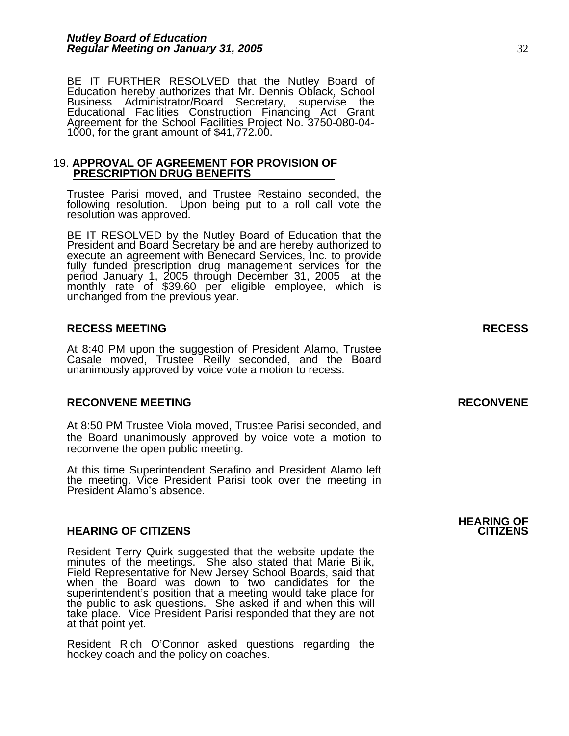BE IT FURTHER RESOLVED that the Nutley Board of Education hereby authorizes that Mr. Dennis Oblack, School Business Administrator/Board Secretary, supervise the Educational Facilities Construction Financing Act Grant Agreement for the School Facilities Project No. 3750-080-04-1000, for the grant amount of $41,772.00.

19. **APPROVAL OF AGREEMENT FOR PROVISION OF PRESCRIPTION DRUG BENEFITS**

Trustee Parisi moved, and Trustee Restaino seconded, the following resolution. Upon being put to a roll call vote the resolution was approved.

BE IT RESOLVED by the Nutley Board of Education that the President and Board Secretary be and are hereby authorized to execute an agreement with Benecard Services, Inc. to provide fully funded prescription drug management services for the period January 1, 2005 through December 31, 2005 at the monthly rate of $39.60 per eligible employee, which is unchanged from the previous year.

**RECESS MEETING** **RECESS**

At 8:40 PM upon the suggestion of President Alamo, Trustee Casale moved, Trustee Reilly seconded, and the Board unanimously approved by voice vote a motion to recess.

**RECONVENE MEETING** **RECONVENE**

At 8:50 PM Trustee Viola moved, Trustee Parisi seconded, and the Board unanimously approved by voice vote a motion to reconvene the open public meeting.

At this time Superintendent Serafino and President Alamo left the meeting. Vice President Parisi took over the meeting in President Alamo's absence.

**HEARING OF CITIZENS** **HEARING OF CITIZENS**

Resident Terry Quirk suggested that the website update the minutes of the meetings. She also stated that Marie Bilik, Field Representative for New Jersey School Boards, said that when the Board was down to two candidates for the superintendent's position that a meeting would take place for the public to ask questions. She asked if and when this will take place. Vice President Parisi responded that they are not at that point yet.

Resident Rich O'Connor asked questions regarding the hockey coach and the policy on coaches.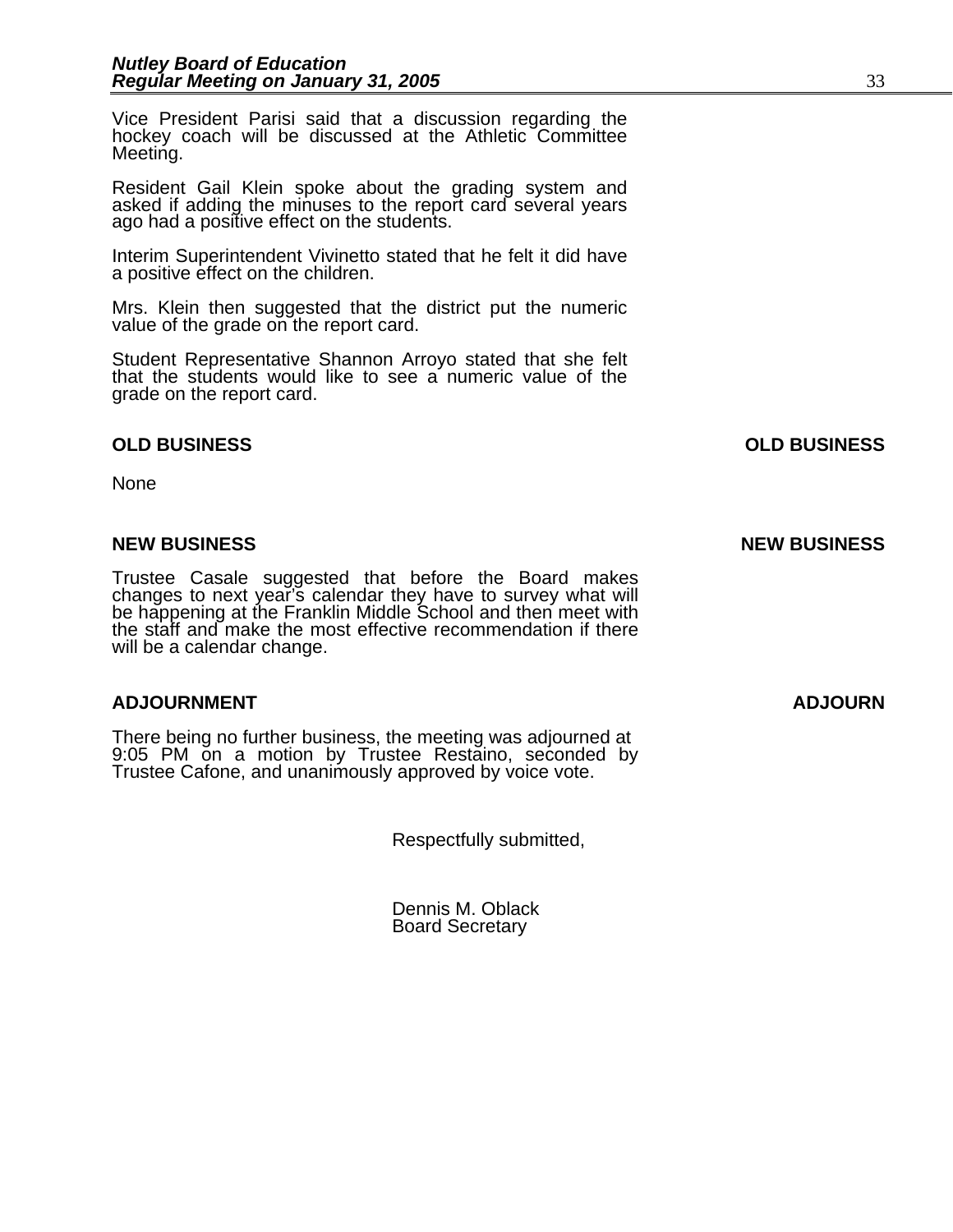Vice President Parisi said that a discussion regarding the hockey coach will be discussed at the Athletic Committee Meeting.

Resident Gail Klein spoke about the grading system and asked if adding the minuses to the report card several years ago had a positive effect on the students.

Interim Superintendent Vivinetto stated that he felt it did have a positive effect on the children.

Mrs. Klein then suggested that the district put the numeric value of the grade on the report card.

Student Representative Shannon Arroyo stated that she felt that the students would like to see a numeric value of the grade on the report card.

**OLD BUSINESS** **OLD BUSINESS**

None

**NEW BUSINESS** **NEW BUSINESS**

Trustee Casale suggested that before the Board makes changes to next year's calendar they have to survey what will be happening at the Franklin Middle School and then meet with the staff and make the most effective recommendation if there will be a calendar change.

**ADJOURNMENT** **ADJOURN**

There being no further business, the meeting was adjourned at 9:05 PM on a motion by Trustee Restaino, seconded by Trustee Cafone, and unanimously approved by voice vote.

Respectfully submitted,

Dennis M. Oblack
Board Secretary